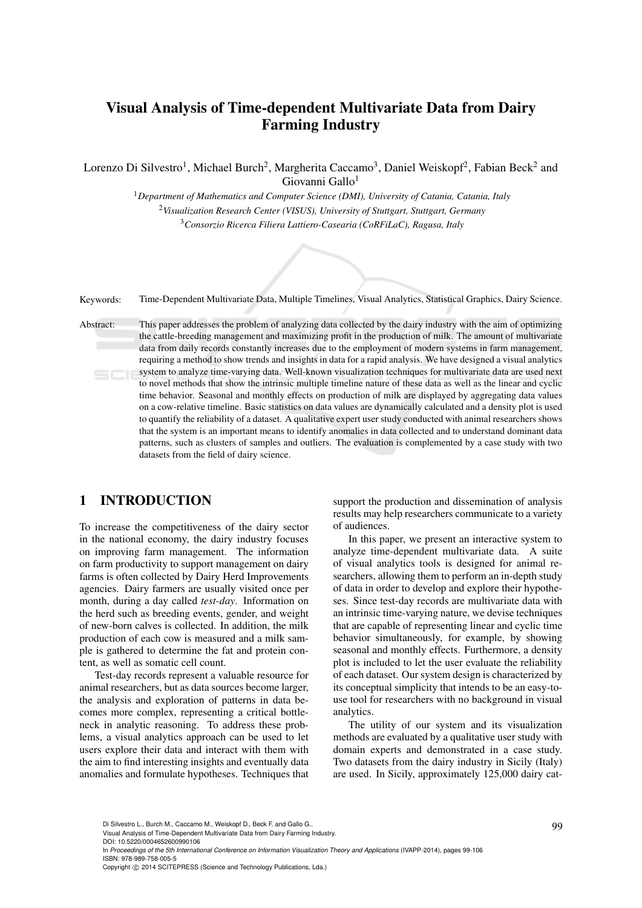# Visual Analysis of Time-dependent Multivariate Data from Dairy Farming Industry

Lorenzo Di Silvestro[1], Michael Burch[2], Margherita Caccamo[3], Daniel Weiskopf[2], Fabian Beck[2] and Giovanni Gallo[1]

[1]*Department of Mathematics and Computer Science (DMI), University of Catania, Catania, Italy*

[2]*Visualization Research Center (VISUS), University of Stuttgart, Stuttgart, Germany*

[3]*Consorzio Ricerca Filiera Lattiero-Casearia (CoRFiLaC), Ragusa, Italy*

Keywords: Time-Dependent Multivariate Data, Multiple Timelines, Visual Analytics, Statistical Graphics, Dairy Science.

Abstract: This paper addresses the problem of analyzing data collected by the dairy industry with the aim of optimizing the cattle-breeding management and maximizing profit in the production of milk. The amount of multivariate data from daily records constantly increases due to the employment of modern systems in farm management, requiring a method to show trends and insights in data for a rapid analysis. We have designed a visual analytics system to analyze time-varying data. Well-known visualization techniques for multivariate data are used next to novel methods that show the intrinsic multiple timeline nature of these data as well as the linear and cyclic time behavior. Seasonal and monthly effects on production of milk are displayed by aggregating data values on a cow-relative timeline. Basic statistics on data values are dynamically calculated and a density plot is used to quantify the reliability of a dataset. A qualitative expert user study conducted with animal researchers shows that the system is an important means to identify anomalies in data collected and to understand dominant data patterns, such as clusters of samples and outliers. The evaluation is complemented by a case study with two datasets from the field of dairy science.

## 1 INTRODUCTION

To increase the competitiveness of the dairy sector in the national economy, the dairy industry focuses on improving farm management. The information on farm productivity to support management on dairy farms is often collected by Dairy Herd Improvements agencies. Dairy farmers are usually visited once per month, during a day called *test-day*. Information on the herd such as breeding events, gender, and weight of new-born calves is collected. In addition, the milk production of each cow is measured and a milk sample is gathered to determine the fat and protein content, as well as somatic cell count.

Test-day records represent a valuable resource for animal researchers, but as data sources become larger, the analysis and exploration of patterns in data becomes more complex, representing a critical bottleneck in analytic reasoning. To address these problems, a visual analytics approach can be used to let users explore their data and interact with them with the aim to find interesting insights and eventually data anomalies and formulate hypotheses. Techniques that support the production and dissemination of analysis results may help researchers communicate to a variety of audiences.

In this paper, we present an interactive system to analyze time-dependent multivariate data. A suite of visual analytics tools is designed for animal researchers, allowing them to perform an in-depth study of data in order to develop and explore their hypotheses. Since test-day records are multivariate data with an intrinsic time-varying nature, we devise techniques that are capable of representing linear and cyclic time behavior simultaneously, for example, by showing seasonal and monthly effects. Furthermore, a density plot is included to let the user evaluate the reliability of each dataset. Our system design is characterized by its conceptual simplicity that intends to be an easy-to-use tool for researchers with no background in visual analytics.

The utility of our system and its visualization methods are evaluated by a qualitative user study with domain experts and demonstrated in a case study. Two datasets from the dairy industry in Sicily (Italy) are used. In Sicily, approximately 125,000 dairy cat-

Di Silvestro L., Burch M., Caccamo M., Weiskopf D., Beck F. and Gallo G..
Visual Analysis of Time-Dependent Multivariate Data from Dairy Farming Industry.
DOI: 10.5220/0004652600990106
In *Proceedings of the 5th International Conference on Information Visualization Theory and Applications* (IVAPP-2014), pages 99-106
ISBN: 978-989-758-005-5
Copyright © 2014 SCITEPRESS (Science and Technology Publications, Lda.)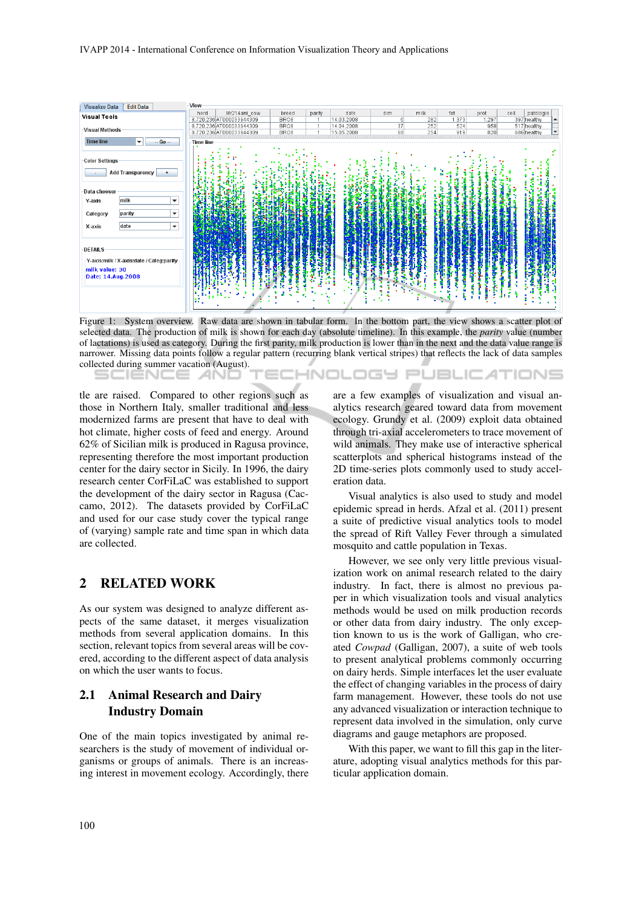Figure 1: System overview. Raw data are shown in tabular form. In the bottom part, the view shows a scatter plot of selected data. The production of milk is shown for each day (absolute timeline). In this example, the *parity* value (number of lactations) is used as category. During the first parity, milk production is lower than in the next and the data value range is narrower. Missing data points follow a regular pattern (recurring blank vertical stripes) that reflects the lack of data samples collected during summer vacation (August).

tle are raised. Compared to other regions such as those in Northern Italy, smaller traditional and less modernized farms are present that have to deal with hot climate, higher costs of feed and energy. Around 62% of Sicilian milk is produced in Ragusa province, representing therefore the most important production center for the dairy sector in Sicily. In 1996, the dairy research center CorFiLaC was established to support the development of the dairy sector in Ragusa (Caccamo, 2012). The datasets provided by CorFiLaC and used for our case study cover the typical range of (varying) sample rate and time span in which data are collected.

## 2 RELATED WORK

As our system was designed to analyze different aspects of the same dataset, it merges visualization methods from several application domains. In this section, relevant topics from several areas will be covered, according to the different aspect of data analysis on which the user wants to focus.

### 2.1 Animal Research and Dairy Industry Domain

One of the main topics investigated by animal researchers is the study of movement of individual organisms or groups of animals. There is an increasing interest in movement ecology. Accordingly, there are a few examples of visualization and visual analytics research geared toward data from movement ecology. Grundy et al. (2009) exploit data obtained through tri-axial accelerometers to trace movement of wild animals. They make use of interactive spherical scatterplots and spherical histograms instead of the 2D time-series plots commonly used to study acceleration data.

Visual analytics is also used to study and model epidemic spread in herds. Afzal et al. (2011) present a suite of predictive visual analytics tools to model the spread of Rift Valley Fever through a simulated mosquito and cattle population in Texas.

However, we see only very little previous visualization work on animal research related to the dairy industry. In fact, there is almost no previous paper in which visualization tools and visual analytics methods would be used on milk production records or other data from dairy industry. The only exception known to us is the work of Galligan, who created *Cowpad* (Galligan, 2007), a suite of web tools to present analytical problems commonly occurring on dairy herds. Simple interfaces let the user evaluate the effect of changing variables in the process of dairy farm management. However, these tools do not use any advanced visualization or interaction technique to represent data involved in the simulation, only curve diagrams and gauge metaphors are proposed.

With this paper, we want to fill this gap in the literature, adopting visual analytics methods for this particular application domain.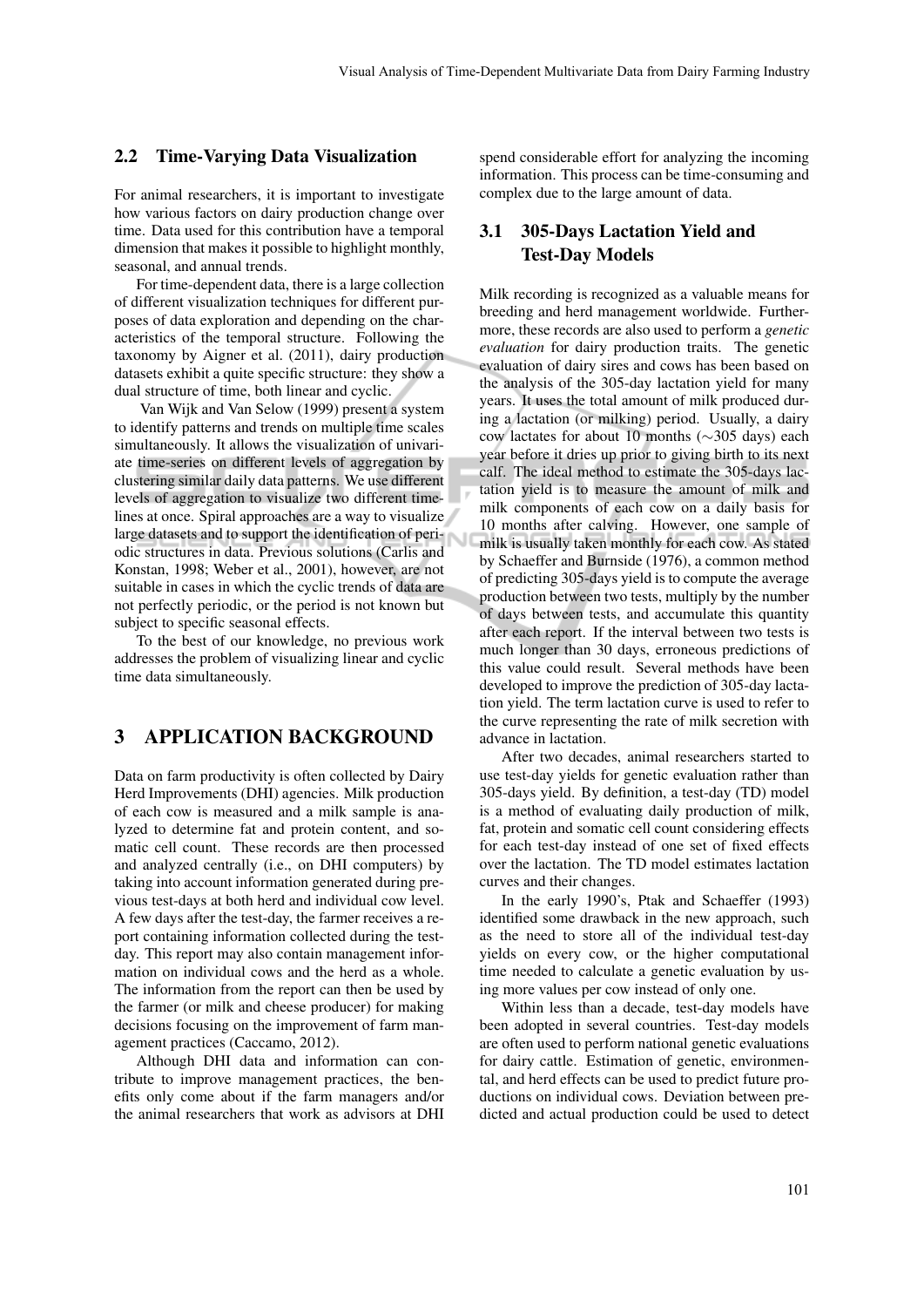### 2.2 Time-Varying Data Visualization

For animal researchers, it is important to investigate how various factors on dairy production change over time. Data used for this contribution have a temporal dimension that makes it possible to highlight monthly, seasonal, and annual trends.

For time-dependent data, there is a large collection of different visualization techniques for different purposes of data exploration and depending on the characteristics of the temporal structure. Following the taxonomy by Aigner et al. (2011), dairy production datasets exhibit a quite specific structure: they show a dual structure of time, both linear and cyclic.

Van Wijk and Van Selow (1999) present a system to identify patterns and trends on multiple time scales simultaneously. It allows the visualization of univariate time-series on different levels of aggregation by clustering similar daily data patterns. We use different levels of aggregation to visualize two different timelines at once. Spiral approaches are a way to visualize large datasets and to support the identification of periodic structures in data. Previous solutions (Carlis and Konstan, 1998; Weber et al., 2001), however, are not suitable in cases in which the cyclic trends of data are not perfectly periodic, or the period is not known but subject to specific seasonal effects.

To the best of our knowledge, no previous work addresses the problem of visualizing linear and cyclic time data simultaneously.

## 3 APPLICATION BACKGROUND

Data on farm productivity is often collected by Dairy Herd Improvements (DHI) agencies. Milk production of each cow is measured and a milk sample is analyzed to determine fat and protein content, and somatic cell count. These records are then processed and analyzed centrally (i.e., on DHI computers) by taking into account information generated during previous test-days at both herd and individual cow level. A few days after the test-day, the farmer receives a report containing information collected during the test-day. This report may also contain management information on individual cows and the herd as a whole. The information from the report can then be used by the farmer (or milk and cheese producer) for making decisions focusing on the improvement of farm management practices (Caccamo, 2012).

Although DHI data and information can contribute to improve management practices, the benefits only come about if the farm managers and/or the animal researchers that work as advisors at DHI spend considerable effort for analyzing the incoming information. This process can be time-consuming and complex due to the large amount of data.

### 3.1 305-Days Lactation Yield and Test-Day Models

Milk recording is recognized as a valuable means for breeding and herd management worldwide. Furthermore, these records are also used to perform a *genetic evaluation* for dairy production traits. The genetic evaluation of dairy sires and cows has been based on the analysis of the 305-day lactation yield for many years. It uses the total amount of milk produced during a lactation (or milking) period. Usually, a dairy cow lactates for about 10 months ($\sim$305 days) each year before it dries up prior to giving birth to its next calf. The ideal method to estimate the 305-days lactation yield is to measure the amount of milk and milk components of each cow on a daily basis for 10 months after calving. However, one sample of milk is usually taken monthly for each cow. As stated by Schaeffer and Burnside (1976), a common method of predicting 305-days yield is to compute the average production between two tests, multiply by the number of days between tests, and accumulate this quantity after each report. If the interval between two tests is much longer than 30 days, erroneous predictions of this value could result. Several methods have been developed to improve the prediction of 305-day lactation yield. The term lactation curve is used to refer to the curve representing the rate of milk secretion with advance in lactation.

After two decades, animal researchers started to use test-day yields for genetic evaluation rather than 305-days yield. By definition, a test-day (TD) model is a method of evaluating daily production of milk, fat, protein and somatic cell count considering effects for each test-day instead of one set of fixed effects over the lactation. The TD model estimates lactation curves and their changes.

In the early 1990's, Ptak and Schaeffer (1993) identified some drawback in the new approach, such as the need to store all of the individual test-day yields on every cow, or the higher computational time needed to calculate a genetic evaluation by using more values per cow instead of only one.

Within less than a decade, test-day models have been adopted in several countries. Test-day models are often used to perform national genetic evaluations for dairy cattle. Estimation of genetic, environmental, and herd effects can be used to predict future productions on individual cows. Deviation between predicted and actual production could be used to detect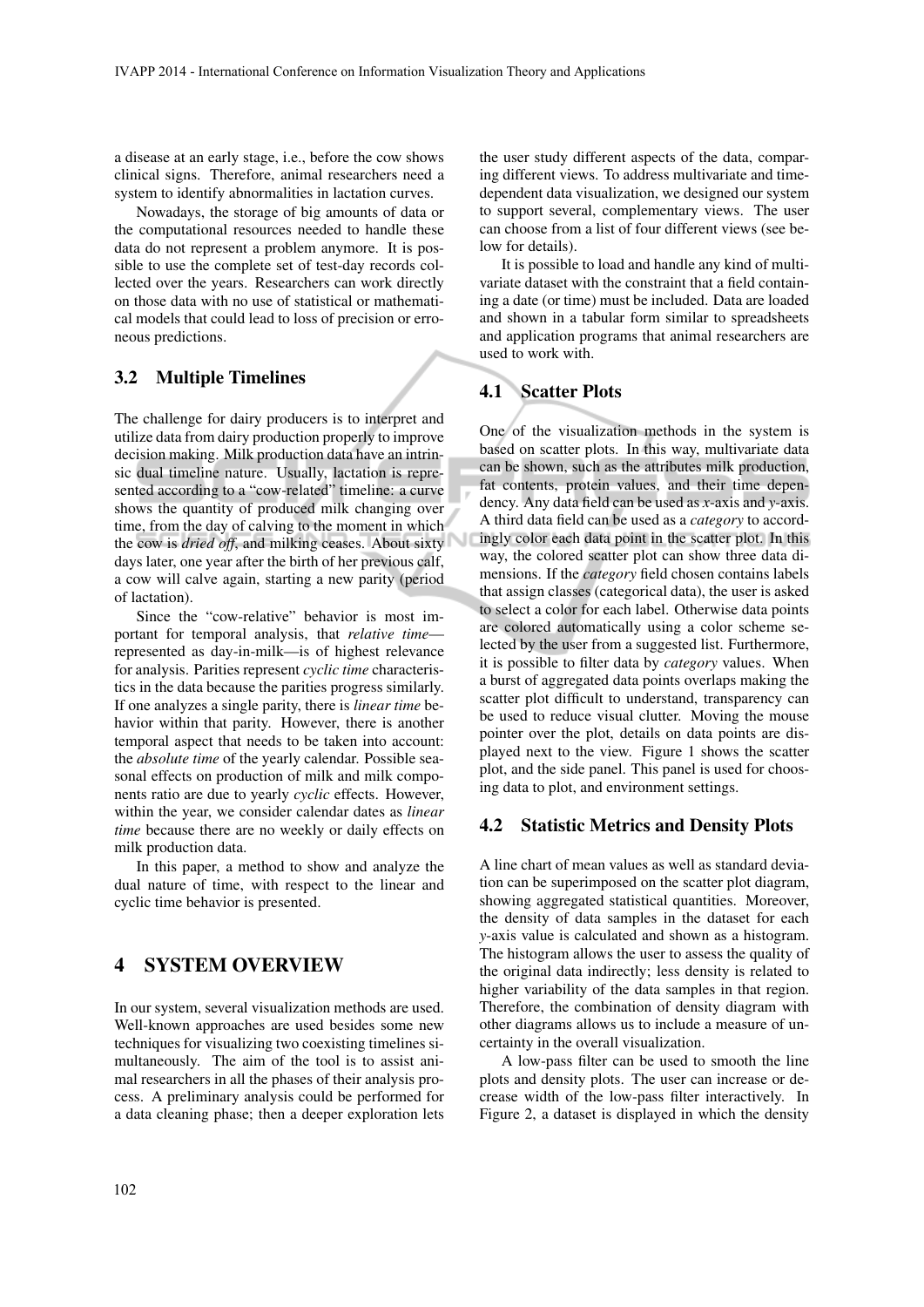a disease at an early stage, i.e., before the cow shows clinical signs. Therefore, animal researchers need a system to identify abnormalities in lactation curves.

Nowadays, the storage of big amounts of data or the computational resources needed to handle these data do not represent a problem anymore. It is possible to use the complete set of test-day records collected over the years. Researchers can work directly on those data with no use of statistical or mathematical models that could lead to loss of precision or erroneous predictions.

### 3.2 Multiple Timelines

The challenge for dairy producers is to interpret and utilize data from dairy production properly to improve decision making. Milk production data have an intrinsic dual timeline nature. Usually, lactation is represented according to a "cow-related" timeline: a curve shows the quantity of produced milk changing over time, from the day of calving to the moment in which the cow is *dried off*, and milking ceases. About sixty days later, one year after the birth of her previous calf, a cow will calve again, starting a new parity (period of lactation).

Since the "cow-relative" behavior is most important for temporal analysis, that *relative time*—represented as day-in-milk—is of highest relevance for analysis. Parities represent *cyclic time* characteristics in the data because the parities progress similarly. If one analyzes a single parity, there is *linear time* behavior within that parity. However, there is another temporal aspect that needs to be taken into account: the *absolute time* of the yearly calendar. Possible seasonal effects on production of milk and milk components ratio are due to yearly *cyclic* effects. However, within the year, we consider calendar dates as *linear time* because there are no weekly or daily effects on milk production data.

In this paper, a method to show and analyze the dual nature of time, with respect to the linear and cyclic time behavior is presented.

## 4 SYSTEM OVERVIEW

In our system, several visualization methods are used. Well-known approaches are used besides some new techniques for visualizing two coexisting timelines simultaneously. The aim of the tool is to assist animal researchers in all the phases of their analysis process. A preliminary analysis could be performed for a data cleaning phase; then a deeper exploration lets the user study different aspects of the data, comparing different views. To address multivariate and time-dependent data visualization, we designed our system to support several, complementary views. The user can choose from a list of four different views (see below for details).

It is possible to load and handle any kind of multivariate dataset with the constraint that a field containing a date (or time) must be included. Data are loaded and shown in a tabular form similar to spreadsheets and application programs that animal researchers are used to work with.

### 4.1 Scatter Plots

One of the visualization methods in the system is based on scatter plots. In this way, multivariate data can be shown, such as the attributes milk production, fat contents, protein values, and their time dependency. Any data field can be used as $x$-axis and $y$-axis. A third data field can be used as a *category* to accordingly color each data point in the scatter plot. In this way, the colored scatter plot can show three data dimensions. If the *category* field chosen contains labels that assign classes (categorical data), the user is asked to select a color for each label. Otherwise data points are colored automatically using a color scheme selected by the user from a suggested list. Furthermore, it is possible to filter data by *category* values. When a burst of aggregated data points overlaps making the scatter plot difficult to understand, transparency can be used to reduce visual clutter. Moving the mouse pointer over the plot, details on data points are displayed next to the view. Figure 1 shows the scatter plot, and the side panel. This panel is used for choosing data to plot, and environment settings.

### 4.2 Statistic Metrics and Density Plots

A line chart of mean values as well as standard deviation can be superimposed on the scatter plot diagram, showing aggregated statistical quantities. Moreover, the density of data samples in the dataset for each $y$-axis value is calculated and shown as a histogram. The histogram allows the user to assess the quality of the original data indirectly; less density is related to higher variability of the data samples in that region. Therefore, the combination of density diagram with other diagrams allows us to include a measure of uncertainty in the overall visualization.

A low-pass filter can be used to smooth the line plots and density plots. The user can increase or decrease width of the low-pass filter interactively. In Figure 2, a dataset is displayed in which the density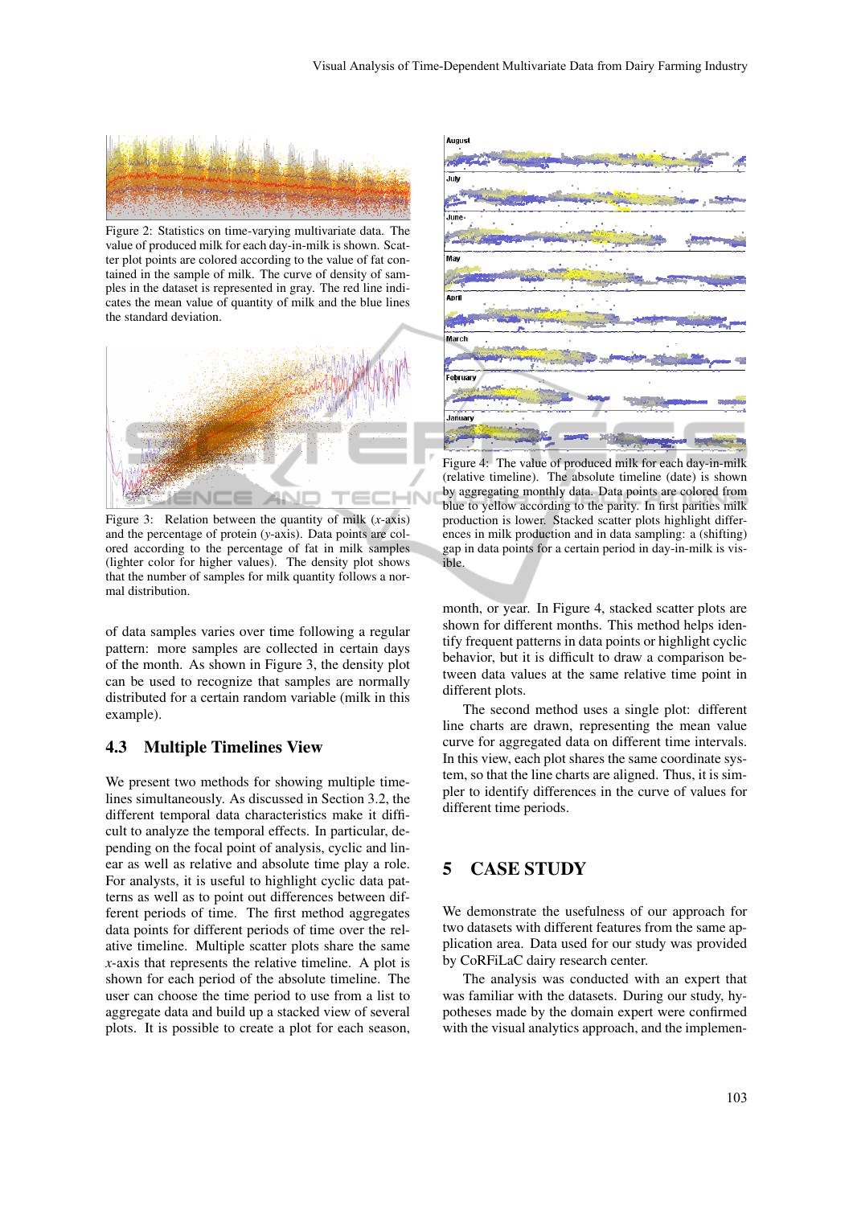Figure 2: Statistics on time-varying multivariate data. The value of produced milk for each day-in-milk is shown. Scatter plot points are colored according to the value of fat contained in the sample of milk. The curve of density of samples in the dataset is represented in gray. The red line indicates the mean value of quantity of milk and the blue lines the standard deviation.

Figure 3: Relation between the quantity of milk ($x$-axis) and the percentage of protein ($y$-axis). Data points are colored according to the percentage of fat in milk samples (lighter color for higher values). The density plot shows that the number of samples for milk quantity follows a normal distribution.

of data samples varies over time following a regular pattern: more samples are collected in certain days of the month. As shown in Figure 3, the density plot can be used to recognize that samples are normally distributed for a certain random variable (milk in this example).

### 4.3 Multiple Timelines View

We present two methods for showing multiple timelines simultaneously. As discussed in Section 3.2, the different temporal data characteristics make it difficult to analyze the temporal effects. In particular, depending on the focal point of analysis, cyclic and linear as well as relative and absolute time play a role. For analysts, it is useful to highlight cyclic data patterns as well as to point out differences between different periods of time. The first method aggregates data points for different periods of time over the relative timeline. Multiple scatter plots share the same $x$-axis that represents the relative timeline. A plot is shown for each period of the absolute timeline. The user can choose the time period to use from a list to aggregate data and build up a stacked view of several plots. It is possible to create a plot for each season, month, or year. In Figure 4, stacked scatter plots are shown for different months. This method helps identify frequent patterns in data points or highlight cyclic behavior, but it is difficult to draw a comparison between data values at the same relative time point in different plots.

Figure 4: The value of produced milk for each day-in-milk (relative timeline). The absolute timeline (date) is shown by aggregating monthly data. Data points are colored from blue to yellow according to the parity. In first parities milk production is lower. Stacked scatter plots highlight differences in milk production and in data sampling: a (shifting) gap in data points for a certain period in day-in-milk is visible.

The second method uses a single plot: different line charts are drawn, representing the mean value curve for aggregated data on different time intervals. In this view, each plot shares the same coordinate system, so that the line charts are aligned. Thus, it is simpler to identify differences in the curve of values for different time periods.

## 5 CASE STUDY

We demonstrate the usefulness of our approach for two datasets with different features from the same application area. Data used for our study was provided by CoRFiLaC dairy research center.

The analysis was conducted with an expert that was familiar with the datasets. During our study, hypotheses made by the domain expert were confirmed with the visual analytics approach, and the implemen-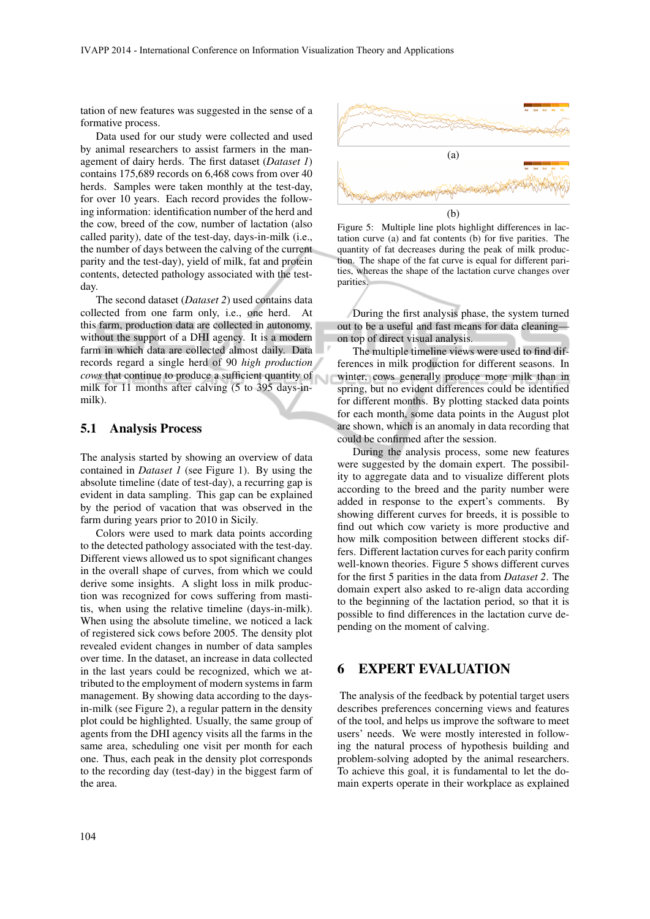tation of new features was suggested in the sense of a formative process.

Data used for our study were collected and used by animal researchers to assist farmers in the management of dairy herds. The first dataset (*Dataset 1*) contains 175,689 records on 6,468 cows from over 40 herds. Samples were taken monthly at the test-day, for over 10 years. Each record provides the following information: identification number of the herd and the cow, breed of the cow, number of lactation (also called parity), date of the test-day, days-in-milk (i.e., the number of days between the calving of the current parity and the test-day), yield of milk, fat and protein contents, detected pathology associated with the test-day.

The second dataset (*Dataset 2*) used contains data collected from one farm only, i.e., one herd. At this farm, production data are collected in autonomy, without the support of a DHI agency. It is a modern farm in which data are collected almost daily. Data records regard a single herd of 90 *high production cows* that continue to produce a sufficient quantity of milk for 11 months after calving (5 to 395 days-in-milk).

### 5.1 Analysis Process

The analysis started by showing an overview of data contained in *Dataset 1* (see Figure 1). By using the absolute timeline (date of test-day), a recurring gap is evident in data sampling. This gap can be explained by the period of vacation that was observed in the farm during years prior to 2010 in Sicily.

Colors were used to mark data points according to the detected pathology associated with the test-day. Different views allowed us to spot significant changes in the overall shape of curves, from which we could derive some insights. A slight loss in milk production was recognized for cows suffering from mastitis, when using the relative timeline (days-in-milk). When using the absolute timeline, we noticed a lack of registered sick cows before 2005. The density plot revealed evident changes in number of data samples over time. In the dataset, an increase in data collected in the last years could be recognized, which we attributed to the employment of modern systems in farm management. By showing data according to the days-in-milk (see Figure 2), a regular pattern in the density plot could be highlighted. Usually, the same group of agents from the DHI agency visits all the farms in the same area, scheduling one visit per month for each one. Thus, each peak in the density plot corresponds to the recording day (test-day) in the biggest farm of the area.

(a)

(b)

Figure 5: Multiple line plots highlight differences in lactation curve (a) and fat contents (b) for five parities. The quantity of fat decreases during the peak of milk production. The shape of the fat curve is equal for different parities, whereas the shape of the lactation curve changes over parities.

During the first analysis phase, the system turned out to be a useful and fast means for data cleaning—on top of direct visual analysis.

The multiple timeline views were used to find differences in milk production for different seasons. In winter, cows generally produce more milk than in spring, but no evident differences could be identified for different months. By plotting stacked data points for each month, some data points in the August plot are shown, which is an anomaly in data recording that could be confirmed after the session.

During the analysis process, some new features were suggested by the domain expert. The possibility to aggregate data and to visualize different plots according to the breed and the parity number were added in response to the expert's comments. By showing different curves for breeds, it is possible to find out which cow variety is more productive and how milk composition between different stocks differs. Different lactation curves for each parity confirm well-known theories. Figure 5 shows different curves for the first 5 parities in the data from *Dataset 2*. The domain expert also asked to re-align data according to the beginning of the lactation period, so that it is possible to find differences in the lactation curve depending on the moment of calving.

## 6 EXPERT EVALUATION

The analysis of the feedback by potential target users describes preferences concerning views and features of the tool, and helps us improve the software to meet users' needs. We were mostly interested in following the natural process of hypothesis building and problem-solving adopted by the animal researchers. To achieve this goal, it is fundamental to let the domain experts operate in their workplace as explained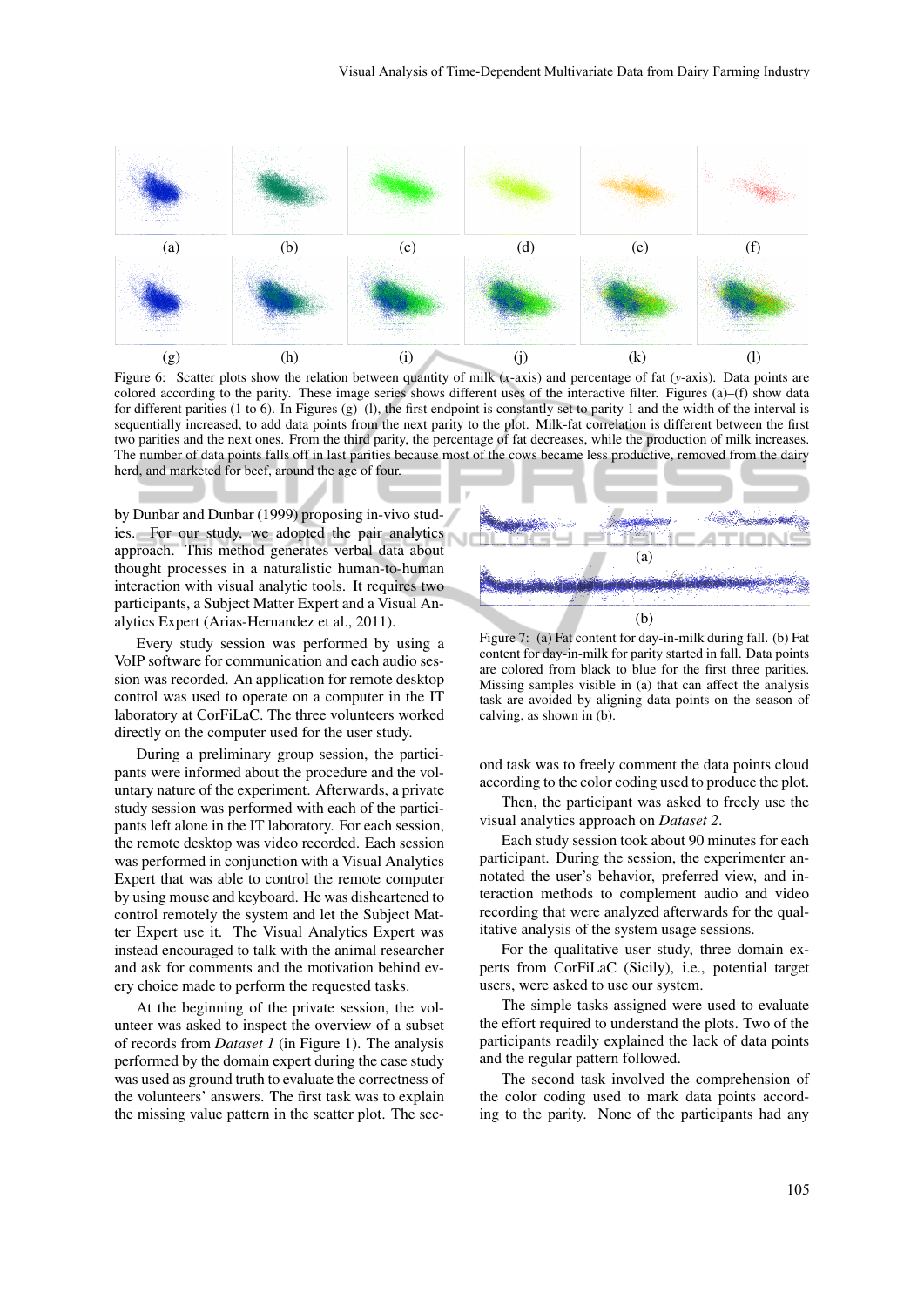Figure 6: Scatter plots show the relation between quantity of milk ($x$-axis) and percentage of fat ($y$-axis). Data points are colored according to the parity. These image series shows different uses of the interactive filter. Figures (a)–(f) show data for different parities (1 to 6). In Figures (g)–(l), the first endpoint is constantly set to parity 1 and the width of the interval is sequentially increased, to add data points from the next parity to the plot. Milk-fat correlation is different between the first two parities and the next ones. From the third parity, the percentage of fat decreases, while the production of milk increases. The number of data points falls off in last parities because most of the cows became less productive, removed from the dairy herd, and marketed for beef, around the age of four.

by Dunbar and Dunbar (1999) proposing in-vivo studies. For our study, we adopted the pair analytics approach. This method generates verbal data about thought processes in a naturalistic human-to-human interaction with visual analytic tools. It requires two participants, a Subject Matter Expert and a Visual Analytics Expert (Arias-Hernandez et al., 2011).

Every study session was performed by using a VoIP software for communication and each audio session was recorded. An application for remote desktop control was used to operate on a computer in the IT laboratory at CorFiLaC. The three volunteers worked directly on the computer used for the user study.

During a preliminary group session, the participants were informed about the procedure and the voluntary nature of the experiment. Afterwards, a private study session was performed with each of the participants left alone in the IT laboratory. For each session, the remote desktop was video recorded. Each session was performed in conjunction with a Visual Analytics Expert that was able to control the remote computer by using mouse and keyboard. He was disheartened to control remotely the system and let the Subject Matter Expert use it. The Visual Analytics Expert was instead encouraged to talk with the animal researcher and ask for comments and the motivation behind every choice made to perform the requested tasks.

At the beginning of the private session, the volunteer was asked to inspect the overview of a subset of records from *Dataset 1* (in Figure 1). The analysis performed by the domain expert during the case study was used as ground truth to evaluate the correctness of the volunteers' answers. The first task was to explain the missing value pattern in the scatter plot. The second task was to freely comment the data points cloud according to the color coding used to produce the plot.

Figure 7: (a) Fat content for day-in-milk during fall. (b) Fat content for day-in-milk for parity started in fall. Data points are colored from black to blue for the first three parities. Missing samples visible in (a) that can affect the analysis task are avoided by aligning data points on the season of calving, as shown in (b).

Then, the participant was asked to freely use the visual analytics approach on *Dataset 2*.

Each study session took about 90 minutes for each participant. During the session, the experimenter annotated the user's behavior, preferred view, and interaction methods to complement audio and video recording that were analyzed afterwards for the qualitative analysis of the system usage sessions.

For the qualitative user study, three domain experts from CorFiLaC (Sicily), i.e., potential target users, were asked to use our system.

The simple tasks assigned were used to evaluate the effort required to understand the plots. Two of the participants readily explained the lack of data points and the regular pattern followed.

The second task involved the comprehension of the color coding used to mark data points according to the parity. None of the participants had any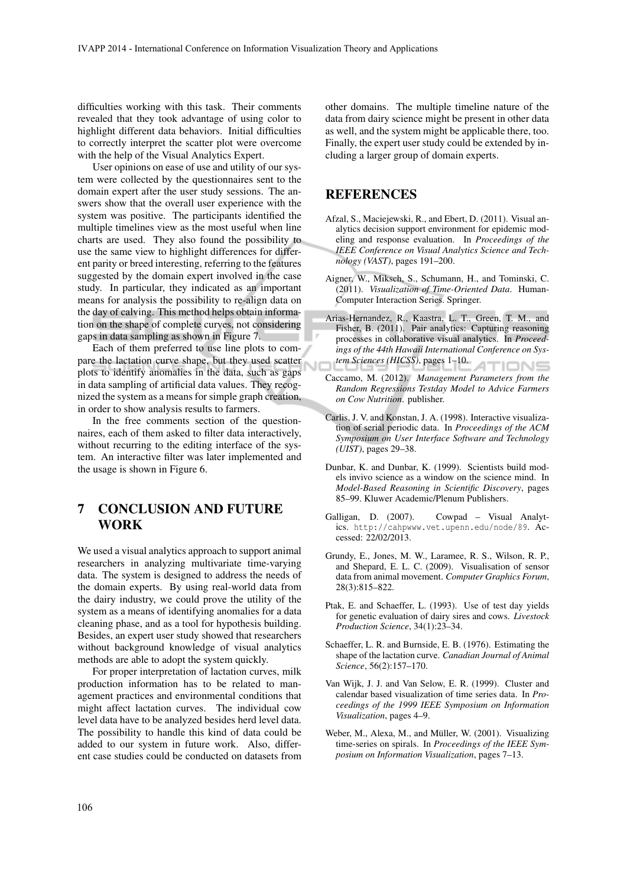difficulties working with this task. Their comments revealed that they took advantage of using color to highlight different data behaviors. Initial difficulties to correctly interpret the scatter plot were overcome with the help of the Visual Analytics Expert.

User opinions on ease of use and utility of our system were collected by the questionnaires sent to the domain expert after the user study sessions. The answers show that the overall user experience with the system was positive. The participants identified the multiple timelines view as the most useful when line charts are used. They also found the possibility to use the same view to highlight differences for different parity or breed interesting, referring to the features suggested by the domain expert involved in the case study. In particular, they indicated as an important means for analysis the possibility to re-align data on the day of calving. This method helps obtain information on the shape of complete curves, not considering gaps in data sampling as shown in Figure 7.

Each of them preferred to use line plots to compare the lactation curve shape, but they used scatter plots to identify anomalies in the data, such as gaps in data sampling of artificial data values. They recognized the system as a means for simple graph creation, in order to show analysis results to farmers.

In the free comments section of the questionnaires, each of them asked to filter data interactively, without recurring to the editing interface of the system. An interactive filter was later implemented and the usage is shown in Figure 6.

## 7 CONCLUSION AND FUTURE WORK

We used a visual analytics approach to support animal researchers in analyzing multivariate time-varying data. The system is designed to address the needs of the domain experts. By using real-world data from the dairy industry, we could prove the utility of the system as a means of identifying anomalies for a data cleaning phase, and as a tool for hypothesis building. Besides, an expert user study showed that researchers without background knowledge of visual analytics methods are able to adopt the system quickly.

For proper interpretation of lactation curves, milk production information has to be related to management practices and environmental conditions that might affect lactation curves. The individual cow level data have to be analyzed besides herd level data. The possibility to handle this kind of data could be added to our system in future work. Also, different case studies could be conducted on datasets from other domains. The multiple timeline nature of the data from dairy science might be present in other data as well, and the system might be applicable there, too. Finally, the expert user study could be extended by including a larger group of domain experts.

## REFERENCES

Afzal, S., Maciejewski, R., and Ebert, D. (2011). Visual analytics decision support environment for epidemic modeling and response evaluation. In *Proceedings of the IEEE Conference on Visual Analytics Science and Technology (VAST)*, pages 191–200.

Aigner, W., Miksch, S., Schumann, H., and Tominski, C. (2011). *Visualization of Time-Oriented Data*. Human-Computer Interaction Series. Springer.

Arias-Hernandez, R., Kaastra, L. T., Green, T. M., and Fisher, B. (2011). Pair analytics: Capturing reasoning processes in collaborative visual analytics. In *Proceedings of the 44th Hawaii International Conference on System Sciences (HICSS)*, pages 1–10.

Caccamo, M. (2012). *Management Parameters from the Random Regressions Testday Model to Advice Farmers on Cow Nutrition*. publisher.

Carlis, J. V. and Konstan, J. A. (1998). Interactive visualization of serial periodic data. In *Proceedings of the ACM Symposium on User Interface Software and Technology (UIST)*, pages 29–38.

Dunbar, K. and Dunbar, K. (1999). Scientists build models invivo science as a window on the science mind. In *Model-Based Reasoning in Scientific Discovery*, pages 85–99. Kluwer Academic/Plenum Publishers.

Galligan, D. (2007). Cowpad – Visual Analytics. http://cahpwww.vet.upenn.edu/node/89. Accessed: 22/02/2013.

Grundy, E., Jones, M. W., Laramee, R. S., Wilson, R. P., and Shepard, E. L. C. (2009). Visualisation of sensor data from animal movement. *Computer Graphics Forum*, 28(3):815–822.

Ptak, E. and Schaeffer, L. (1993). Use of test day yields for genetic evaluation of dairy sires and cows. *Livestock Production Science*, 34(1):23–34.

Schaeffer, L. R. and Burnside, E. B. (1976). Estimating the shape of the lactation curve. *Canadian Journal of Animal Science*, 56(2):157–170.

Van Wijk, J. J. and Van Selow, E. R. (1999). Cluster and calendar based visualization of time series data. In *Proceedings of the 1999 IEEE Symposium on Information Visualization*, pages 4–9.

Weber, M., Alexa, M., and Müller, W. (2001). Visualizing time-series on spirals. In *Proceedings of the IEEE Symposium on Information Visualization*, pages 7–13.